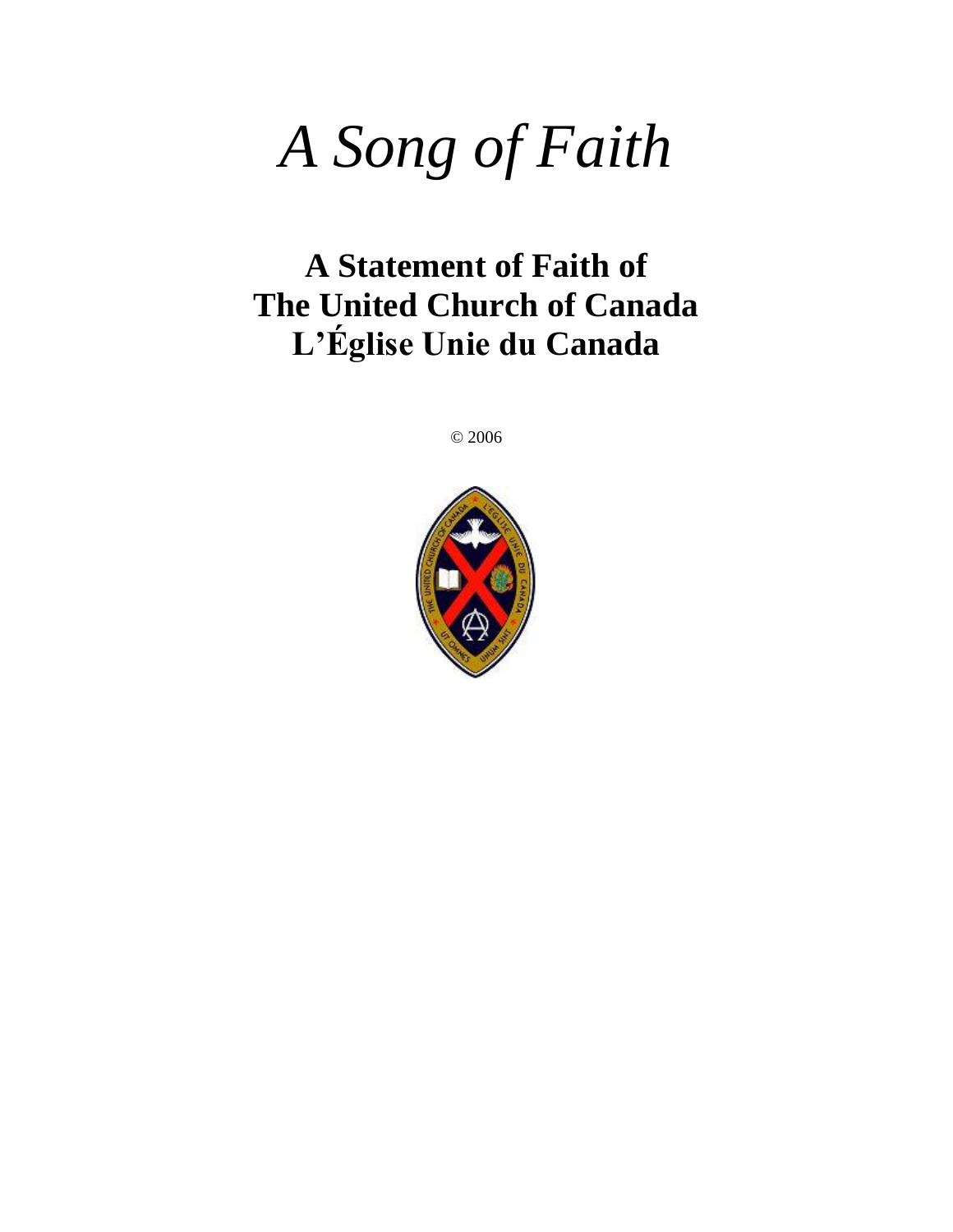# *A Song of Faith*

## A Statement of Faith of The United Church of Canada L'Église Unie du Canada

© 2006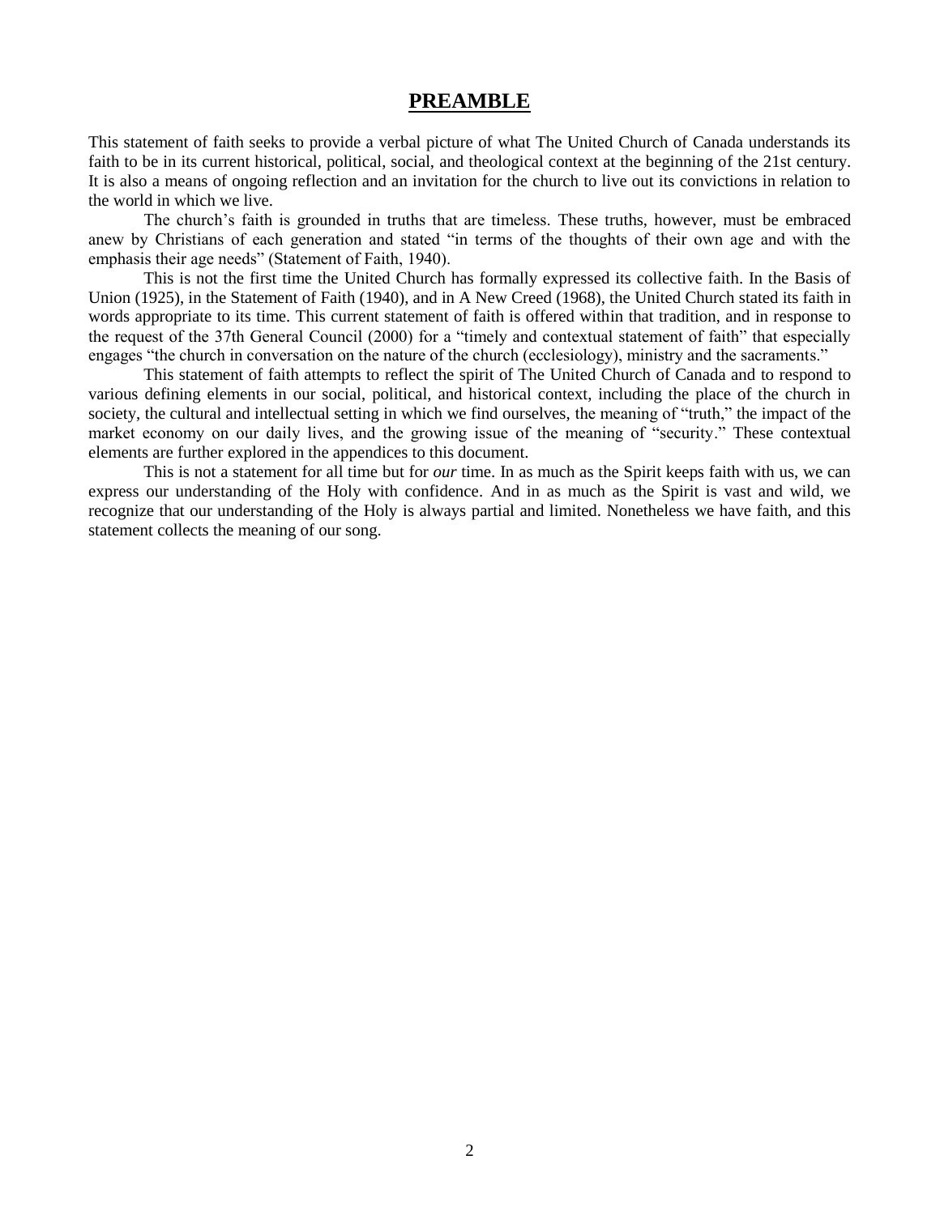# PREAMBLE

This statement of faith seeks to provide a verbal picture of what The United Church of Canada understands its faith to be in its current historical, political, social, and theological context at the beginning of the 21st century. It is also a means of ongoing reflection and an invitation for the church to live out its convictions in relation to the world in which we live.

The church's faith is grounded in truths that are timeless. These truths, however, must be embraced anew by Christians of each generation and stated "in terms of the thoughts of their own age and with the emphasis their age needs" (Statement of Faith, 1940).

This is not the first time the United Church has formally expressed its collective faith. In the Basis of Union (1925), in the Statement of Faith (1940), and in A New Creed (1968), the United Church stated its faith in words appropriate to its time. This current statement of faith is offered within that tradition, and in response to the request of the 37th General Council (2000) for a "timely and contextual statement of faith" that especially engages "the church in conversation on the nature of the church (ecclesiology), ministry and the sacraments."

This statement of faith attempts to reflect the spirit of The United Church of Canada and to respond to various defining elements in our social, political, and historical context, including the place of the church in society, the cultural and intellectual setting in which we find ourselves, the meaning of "truth," the impact of the market economy on our daily lives, and the growing issue of the meaning of "security." These contextual elements are further explored in the appendices to this document.

This is not a statement for all time but for *our* time. In as much as the Spirit keeps faith with us, we can express our understanding of the Holy with confidence. And in as much as the Spirit is vast and wild, we recognize that our understanding of the Holy is always partial and limited. Nonetheless we have faith, and this statement collects the meaning of our song.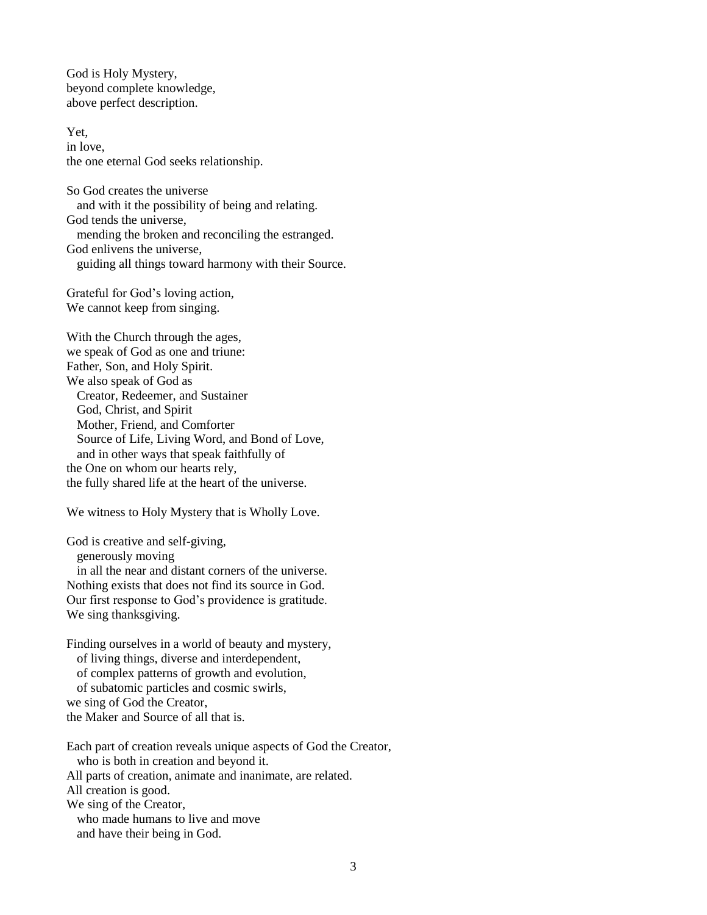God is Holy Mystery,
beyond complete knowledge,
above perfect description.

Yet,
in love,
the one eternal God seeks relationship.

So God creates the universe
and with it the possibility of being and relating.
God tends the universe,
mending the broken and reconciling the estranged.
God enlivens the universe,
guiding all things toward harmony with their Source.

Grateful for God's loving action,
We cannot keep from singing.

With the Church through the ages,
we speak of God as one and triune:
Father, Son, and Holy Spirit.
We also speak of God as
Creator, Redeemer, and Sustainer
God, Christ, and Spirit
Mother, Friend, and Comforter
Source of Life, Living Word, and Bond of Love,
and in other ways that speak faithfully of
the One on whom our hearts rely,
the fully shared life at the heart of the universe.

We witness to Holy Mystery that is Wholly Love.

God is creative and self-giving,
generously moving
in all the near and distant corners of the universe.
Nothing exists that does not find its source in God.
Our first response to God's providence is gratitude.
We sing thanksgiving.

Finding ourselves in a world of beauty and mystery,
of living things, diverse and interdependent,
of complex patterns of growth and evolution,
of subatomic particles and cosmic swirls,
we sing of God the Creator,
the Maker and Source of all that is.

Each part of creation reveals unique aspects of God the Creator,
who is both in creation and beyond it.
All parts of creation, animate and inanimate, are related.
All creation is good.
We sing of the Creator,
who made humans to live and move
and have their being in God.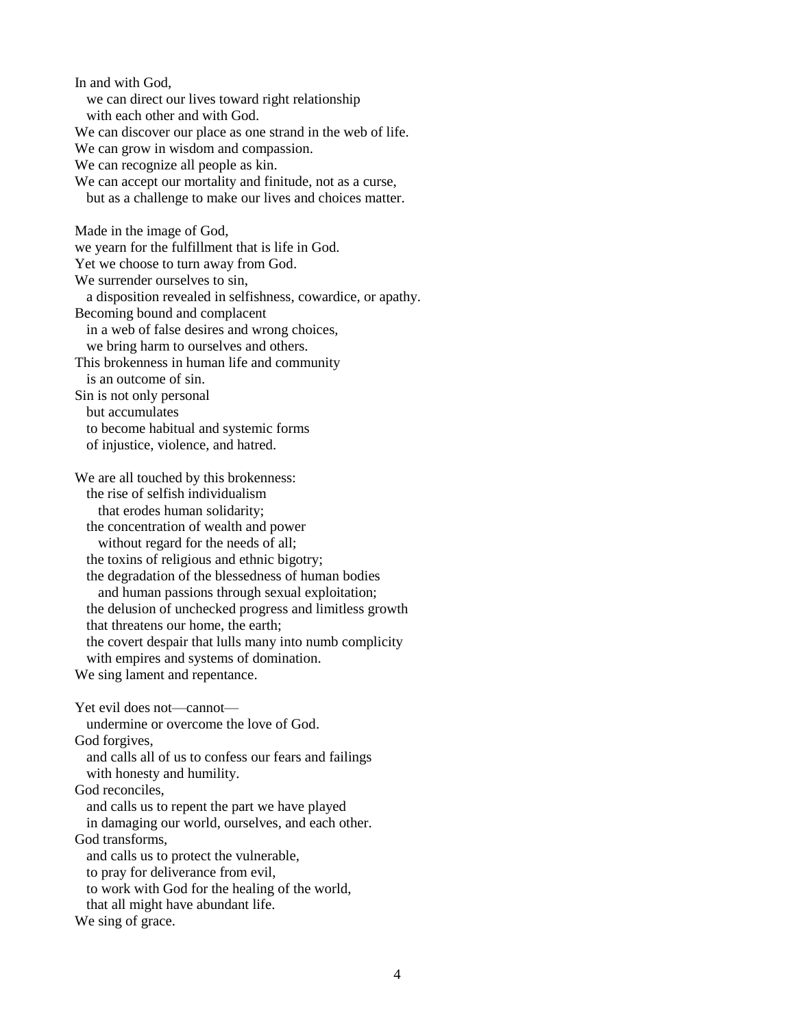In and with God,
   we can direct our lives toward right relationship
   with each other and with God.
We can discover our place as one strand in the web of life.
We can grow in wisdom and compassion.
We can recognize all people as kin.
We can accept our mortality and finitude, not as a curse,
   but as a challenge to make our lives and choices matter.

Made in the image of God,
we yearn for the fulfillment that is life in God.
Yet we choose to turn away from God.
We surrender ourselves to sin,
   a disposition revealed in selfishness, cowardice, or apathy.
Becoming bound and complacent
   in a web of false desires and wrong choices,
   we bring harm to ourselves and others.
This brokenness in human life and community
   is an outcome of sin.
Sin is not only personal
   but accumulates
   to become habitual and systemic forms
   of injustice, violence, and hatred.

We are all touched by this brokenness:
   the rise of selfish individualism
      that erodes human solidarity;
   the concentration of wealth and power
      without regard for the needs of all;
   the toxins of religious and ethnic bigotry;
   the degradation of the blessedness of human bodies
      and human passions through sexual exploitation;
   the delusion of unchecked progress and limitless growth
   that threatens our home, the earth;
   the covert despair that lulls many into numb complicity
   with empires and systems of domination.
We sing lament and repentance.

Yet evil does not—cannot—
   undermine or overcome the love of God.
God forgives,
   and calls all of us to confess our fears and failings
   with honesty and humility.
God reconciles,
   and calls us to repent the part we have played
   in damaging our world, ourselves, and each other.
God transforms,
   and calls us to protect the vulnerable,
   to pray for deliverance from evil,
   to work with God for the healing of the world,
   that all might have abundant life.
We sing of grace.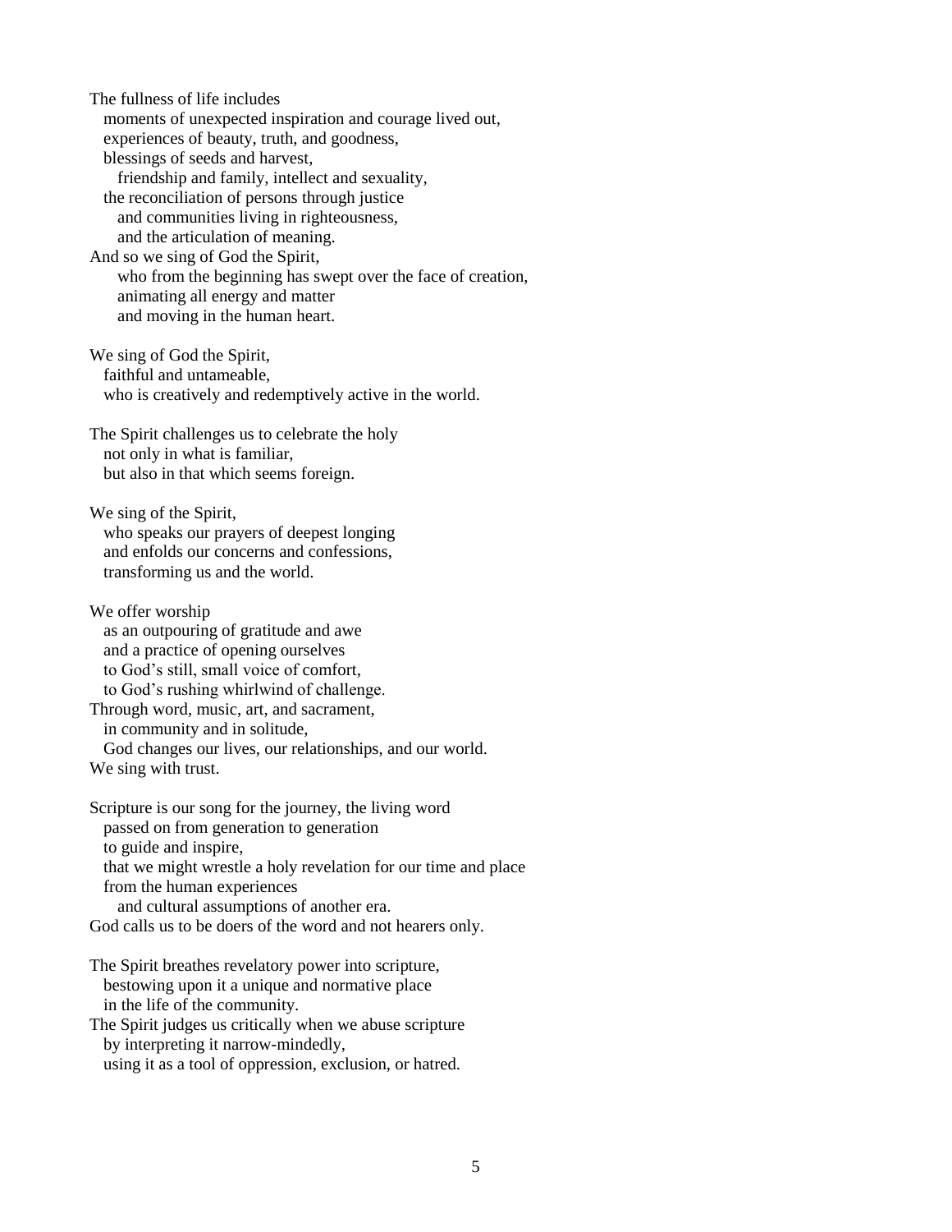The fullness of life includes
moments of unexpected inspiration and courage lived out,
experiences of beauty, truth, and goodness,
blessings of seeds and harvest,
friendship and family, intellect and sexuality,
the reconciliation of persons through justice
and communities living in righteousness,
and the articulation of meaning.
And so we sing of God the Spirit,
who from the beginning has swept over the face of creation,
animating all energy and matter
and moving in the human heart.

We sing of God the Spirit,
faithful and untameable,
who is creatively and redemptively active in the world.

The Spirit challenges us to celebrate the holy
not only in what is familiar,
but also in that which seems foreign.

We sing of the Spirit,
who speaks our prayers of deepest longing
and enfolds our concerns and confessions,
transforming us and the world.

We offer worship
as an outpouring of gratitude and awe
and a practice of opening ourselves
to God's still, small voice of comfort,
to God's rushing whirlwind of challenge.
Through word, music, art, and sacrament,
in community and in solitude,
God changes our lives, our relationships, and our world.
We sing with trust.

Scripture is our song for the journey, the living word
passed on from generation to generation
to guide and inspire,
that we might wrestle a holy revelation for our time and place
from the human experiences
and cultural assumptions of another era.
God calls us to be doers of the word and not hearers only.

The Spirit breathes revelatory power into scripture,
bestowing upon it a unique and normative place
in the life of the community.
The Spirit judges us critically when we abuse scripture
by interpreting it narrow-mindedly,
using it as a tool of oppression, exclusion, or hatred.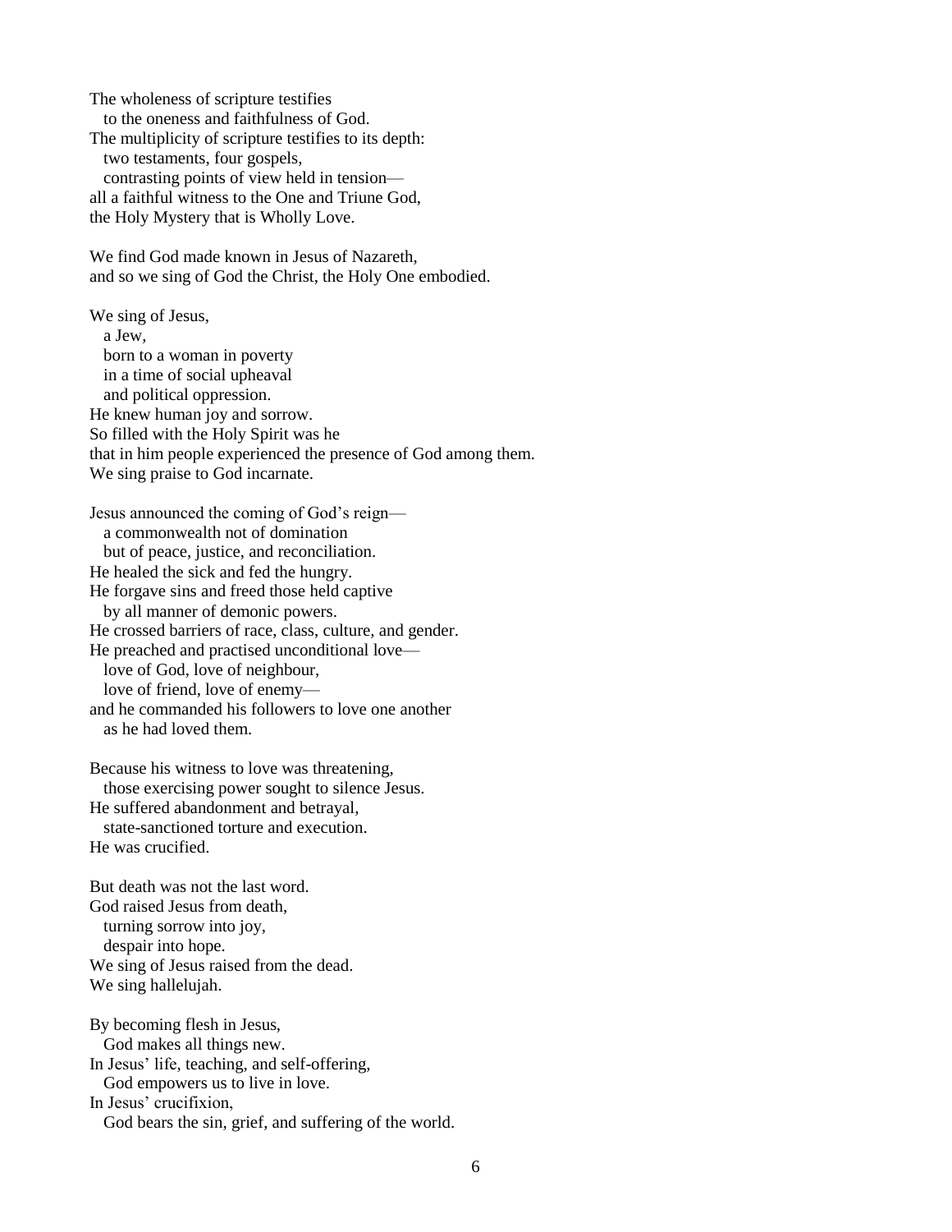The wholeness of scripture testifies
   to the oneness and faithfulness of God.
The multiplicity of scripture testifies to its depth:
   two testaments, four gospels,
   contrasting points of view held in tension—
all a faithful witness to the One and Triune God,
the Holy Mystery that is Wholly Love.

We find God made known in Jesus of Nazareth,
and so we sing of God the Christ, the Holy One embodied.

We sing of Jesus,
   a Jew,
   born to a woman in poverty
   in a time of social upheaval
   and political oppression.
He knew human joy and sorrow.
So filled with the Holy Spirit was he
that in him people experienced the presence of God among them.
We sing praise to God incarnate.

Jesus announced the coming of God's reign—
   a commonwealth not of domination
   but of peace, justice, and reconciliation.
He healed the sick and fed the hungry.
He forgave sins and freed those held captive
   by all manner of demonic powers.
He crossed barriers of race, class, culture, and gender.
He preached and practised unconditional love—
   love of God, love of neighbour,
   love of friend, love of enemy—
and he commanded his followers to love one another
   as he had loved them.

Because his witness to love was threatening,
   those exercising power sought to silence Jesus.
He suffered abandonment and betrayal,
   state-sanctioned torture and execution.
He was crucified.

But death was not the last word.
God raised Jesus from death,
   turning sorrow into joy,
   despair into hope.
We sing of Jesus raised from the dead.
We sing hallelujah.

By becoming flesh in Jesus,
   God makes all things new.
In Jesus' life, teaching, and self-offering,
   God empowers us to live in love.
In Jesus' crucifixion,
   God bears the sin, grief, and suffering of the world.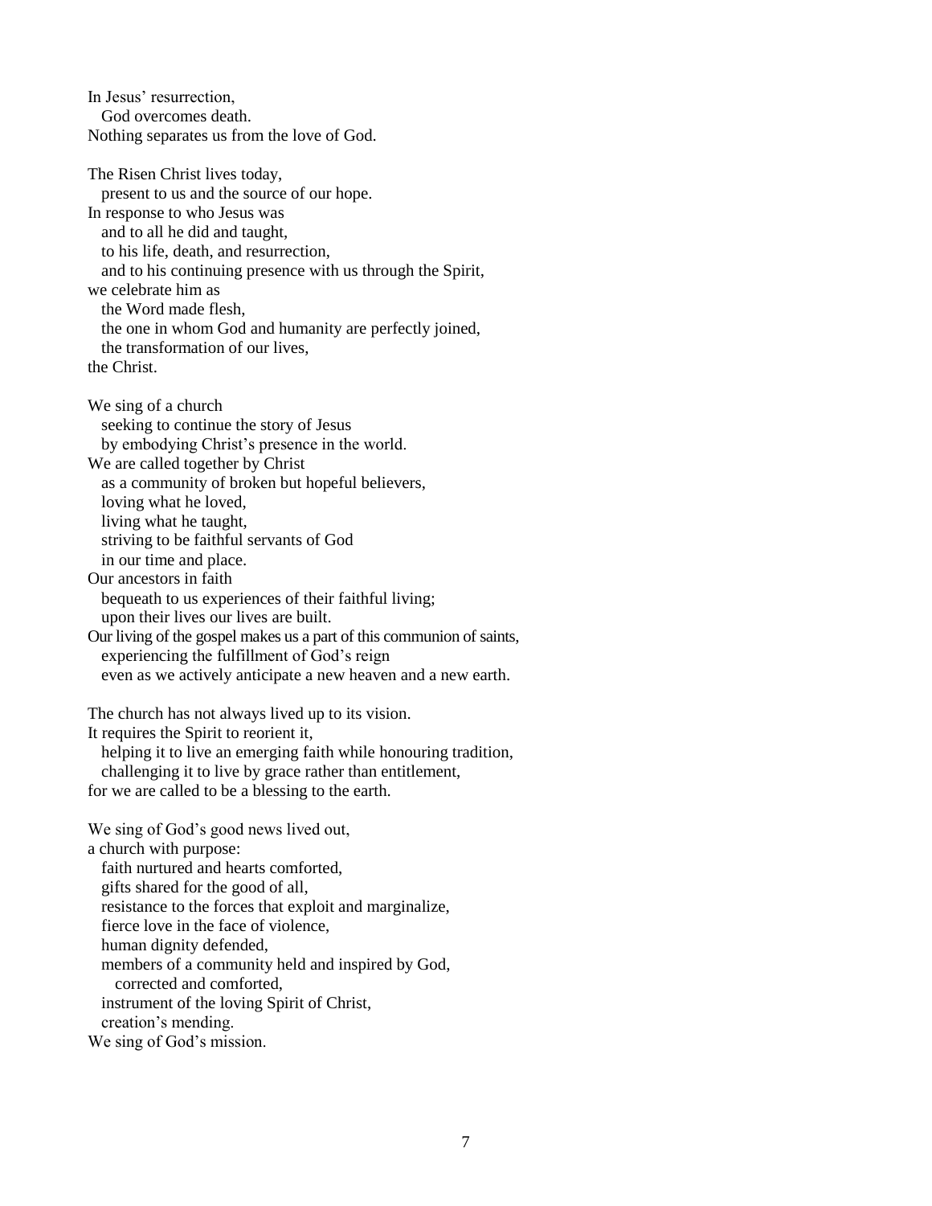In Jesus' resurrection,
God overcomes death.
Nothing separates us from the love of God.

The Risen Christ lives today,
present to us and the source of our hope.
In response to who Jesus was
and to all he did and taught,
to his life, death, and resurrection,
and to his continuing presence with us through the Spirit,
we celebrate him as
the Word made flesh,
the one in whom God and humanity are perfectly joined,
the transformation of our lives,
the Christ.

We sing of a church
seeking to continue the story of Jesus
by embodying Christ's presence in the world.
We are called together by Christ
as a community of broken but hopeful believers,
loving what he loved,
living what he taught,
striving to be faithful servants of God
in our time and place.
Our ancestors in faith
bequeath to us experiences of their faithful living;
upon their lives our lives are built.
Our living of the gospel makes us a part of this communion of saints,
experiencing the fulfillment of God's reign
even as we actively anticipate a new heaven and a new earth.

The church has not always lived up to its vision.
It requires the Spirit to reorient it,
helping it to live an emerging faith while honouring tradition,
challenging it to live by grace rather than entitlement,
for we are called to be a blessing to the earth.

We sing of God's good news lived out,
a church with purpose:
faith nurtured and hearts comforted,
gifts shared for the good of all,
resistance to the forces that exploit and marginalize,
fierce love in the face of violence,
human dignity defended,
members of a community held and inspired by God,
corrected and comforted,
instrument of the loving Spirit of Christ,
creation's mending.
We sing of God's mission.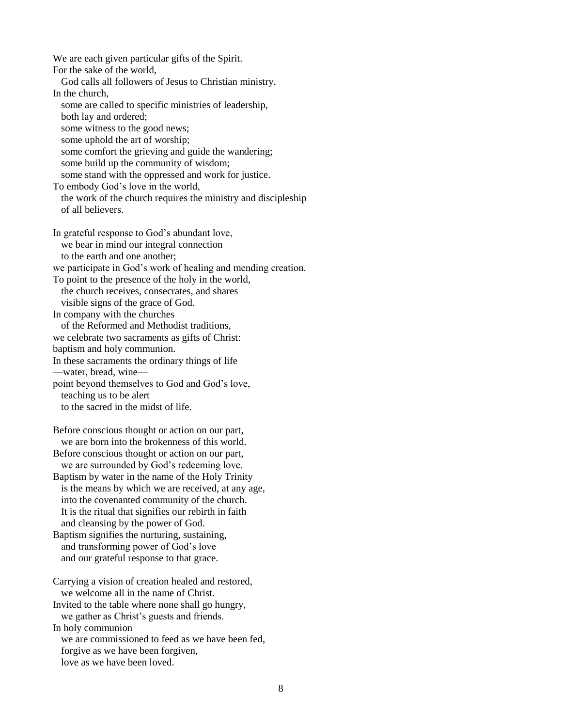We are each given particular gifts of the Spirit.
For the sake of the world,
God calls all followers of Jesus to Christian ministry.
In the church,
some are called to specific ministries of leadership,
both lay and ordered;
some witness to the good news;
some uphold the art of worship;
some comfort the grieving and guide the wandering;
some build up the community of wisdom;
some stand with the oppressed and work for justice.
To embody God's love in the world,
the work of the church requires the ministry and discipleship
of all believers.

In grateful response to God's abundant love,
we bear in mind our integral connection
to the earth and one another;
we participate in God's work of healing and mending creation.
To point to the presence of the holy in the world,
the church receives, consecrates, and shares
visible signs of the grace of God.
In company with the churches
of the Reformed and Methodist traditions,
we celebrate two sacraments as gifts of Christ:
baptism and holy communion.
In these sacraments the ordinary things of life
—water, bread, wine—
point beyond themselves to God and God's love,
teaching us to be alert
to the sacred in the midst of life.

Before conscious thought or action on our part,
we are born into the brokenness of this world.
Before conscious thought or action on our part,
we are surrounded by God's redeeming love.
Baptism by water in the name of the Holy Trinity
is the means by which we are received, at any age,
into the covenanted community of the church.
It is the ritual that signifies our rebirth in faith
and cleansing by the power of God.
Baptism signifies the nurturing, sustaining,
and transforming power of God's love
and our grateful response to that grace.

Carrying a vision of creation healed and restored,
we welcome all in the name of Christ.
Invited to the table where none shall go hungry,
we gather as Christ's guests and friends.
In holy communion
we are commissioned to feed as we have been fed,
forgive as we have been forgiven,
love as we have been loved.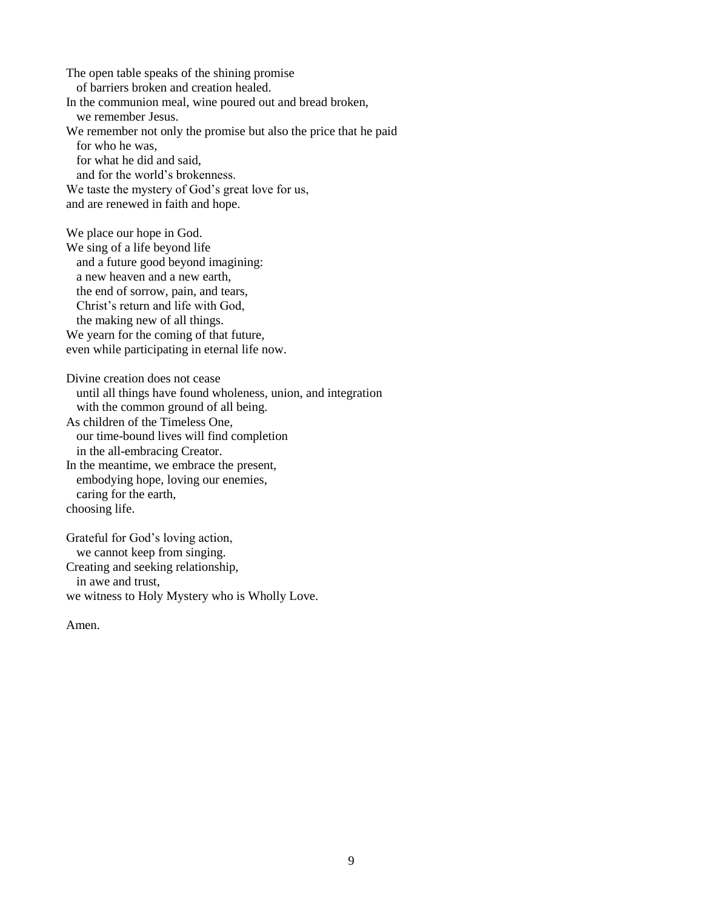The open table speaks of the shining promise
  of barriers broken and creation healed.
In the communion meal, wine poured out and bread broken,
  we remember Jesus.
We remember not only the promise but also the price that he paid
  for who he was,
  for what he did and said,
  and for the world's brokenness.
We taste the mystery of God's great love for us,
and are renewed in faith and hope.

We place our hope in God.
We sing of a life beyond life
  and a future good beyond imagining:
  a new heaven and a new earth,
  the end of sorrow, pain, and tears,
  Christ's return and life with God,
  the making new of all things.
We yearn for the coming of that future,
even while participating in eternal life now.

Divine creation does not cease
  until all things have found wholeness, union, and integration
  with the common ground of all being.
As children of the Timeless One,
  our time-bound lives will find completion
  in the all-embracing Creator.
In the meantime, we embrace the present,
  embodying hope, loving our enemies,
  caring for the earth,
choosing life.

Grateful for God's loving action,
  we cannot keep from singing.
Creating and seeking relationship,
  in awe and trust,
we witness to Holy Mystery who is Wholly Love.

Amen.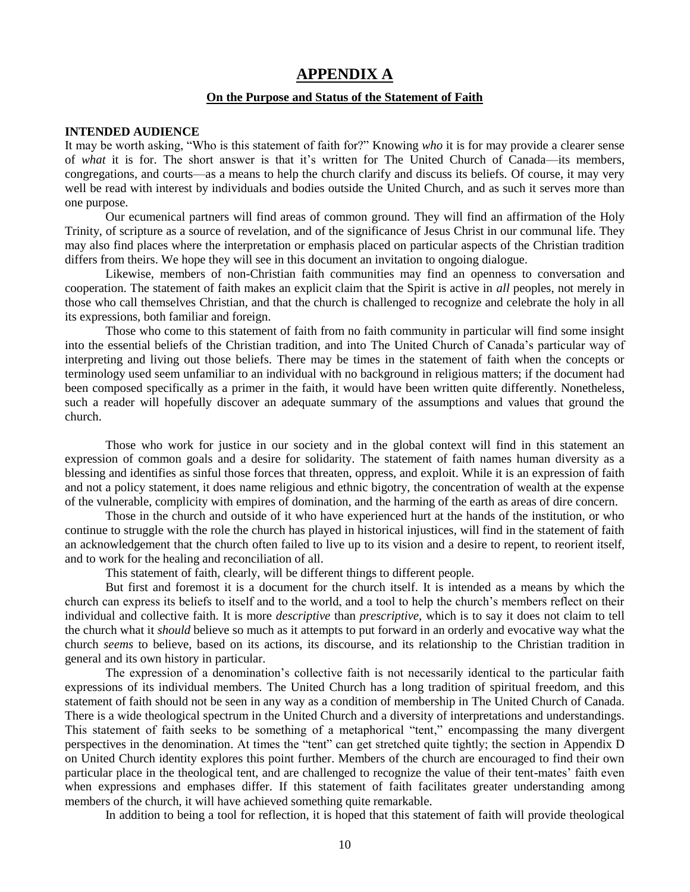# APPENDIX A

## On the Purpose and Status of the Statement of Faith

**INTENDED AUDIENCE**

It may be worth asking, "Who is this statement of faith for?" Knowing *who* it is for may provide a clearer sense of *what* it is for. The short answer is that it's written for The United Church of Canada—its members, congregations, and courts—as a means to help the church clarify and discuss its beliefs. Of course, it may very well be read with interest by individuals and bodies outside the United Church, and as such it serves more than one purpose.

Our ecumenical partners will find areas of common ground. They will find an affirmation of the Holy Trinity, of scripture as a source of revelation, and of the significance of Jesus Christ in our communal life. They may also find places where the interpretation or emphasis placed on particular aspects of the Christian tradition differs from theirs. We hope they will see in this document an invitation to ongoing dialogue.

Likewise, members of non-Christian faith communities may find an openness to conversation and cooperation. The statement of faith makes an explicit claim that the Spirit is active in *all* peoples, not merely in those who call themselves Christian, and that the church is challenged to recognize and celebrate the holy in all its expressions, both familiar and foreign.

Those who come to this statement of faith from no faith community in particular will find some insight into the essential beliefs of the Christian tradition, and into The United Church of Canada's particular way of interpreting and living out those beliefs. There may be times in the statement of faith when the concepts or terminology used seem unfamiliar to an individual with no background in religious matters; if the document had been composed specifically as a primer in the faith, it would have been written quite differently. Nonetheless, such a reader will hopefully discover an adequate summary of the assumptions and values that ground the church.

Those who work for justice in our society and in the global context will find in this statement an expression of common goals and a desire for solidarity. The statement of faith names human diversity as a blessing and identifies as sinful those forces that threaten, oppress, and exploit. While it is an expression of faith and not a policy statement, it does name religious and ethnic bigotry, the concentration of wealth at the expense of the vulnerable, complicity with empires of domination, and the harming of the earth as areas of dire concern.

Those in the church and outside of it who have experienced hurt at the hands of the institution, or who continue to struggle with the role the church has played in historical injustices, will find in the statement of faith an acknowledgement that the church often failed to live up to its vision and a desire to repent, to reorient itself, and to work for the healing and reconciliation of all.

This statement of faith, clearly, will be different things to different people.

But first and foremost it is a document for the church itself. It is intended as a means by which the church can express its beliefs to itself and to the world, and a tool to help the church's members reflect on their individual and collective faith. It is more *descriptive* than *prescriptive*, which is to say it does not claim to tell the church what it *should* believe so much as it attempts to put forward in an orderly and evocative way what the church *seems* to believe, based on its actions, its discourse, and its relationship to the Christian tradition in general and its own history in particular.

The expression of a denomination's collective faith is not necessarily identical to the particular faith expressions of its individual members. The United Church has a long tradition of spiritual freedom, and this statement of faith should not be seen in any way as a condition of membership in The United Church of Canada. There is a wide theological spectrum in the United Church and a diversity of interpretations and understandings. This statement of faith seeks to be something of a metaphorical "tent," encompassing the many divergent perspectives in the denomination. At times the "tent" can get stretched quite tightly; the section in Appendix D on United Church identity explores this point further. Members of the church are encouraged to find their own particular place in the theological tent, and are challenged to recognize the value of their tent-mates' faith even when expressions and emphases differ. If this statement of faith facilitates greater understanding among members of the church, it will have achieved something quite remarkable.

In addition to being a tool for reflection, it is hoped that this statement of faith will provide theological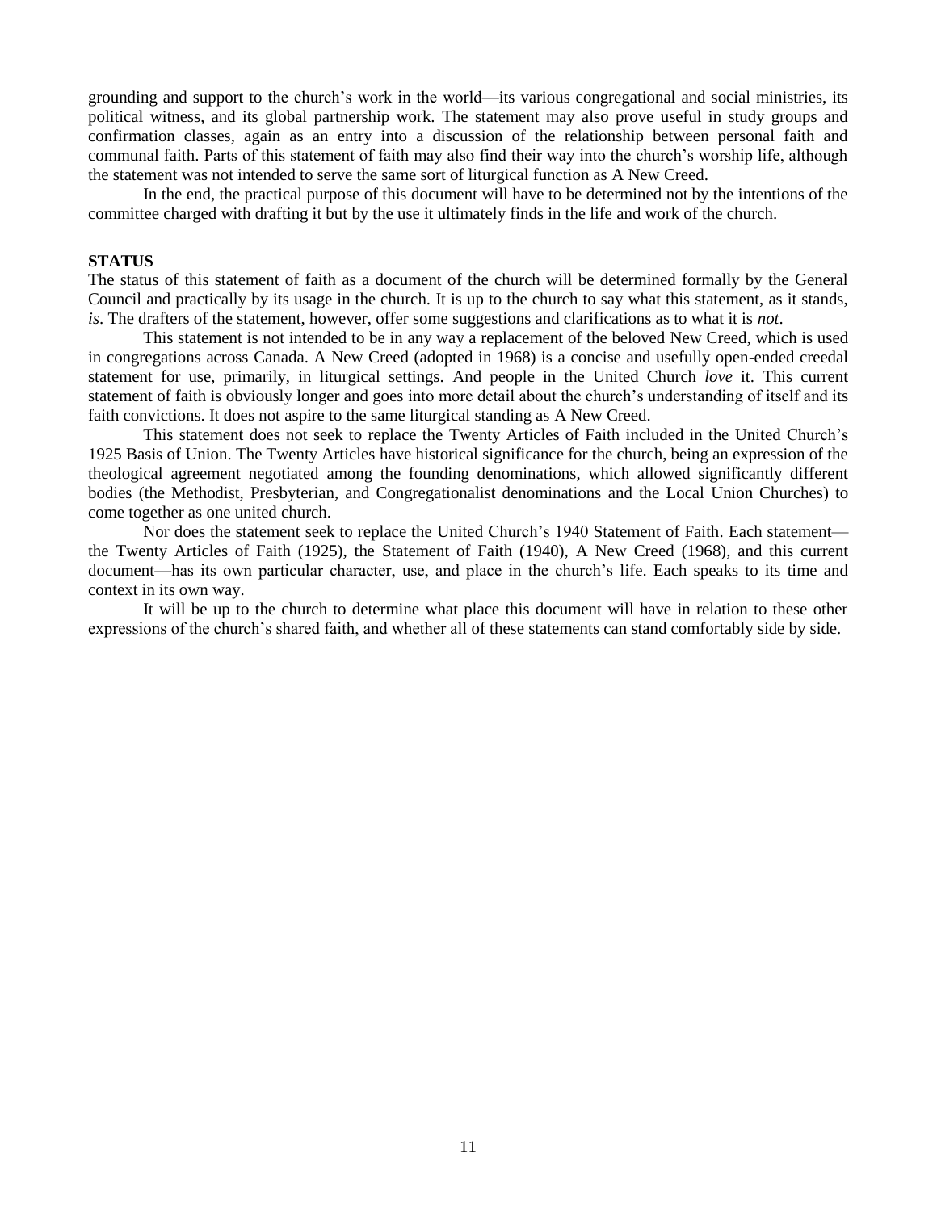grounding and support to the church's work in the world—its various congregational and social ministries, its political witness, and its global partnership work. The statement may also prove useful in study groups and confirmation classes, again as an entry into a discussion of the relationship between personal faith and communal faith. Parts of this statement of faith may also find their way into the church's worship life, although the statement was not intended to serve the same sort of liturgical function as A New Creed.

In the end, the practical purpose of this document will have to be determined not by the intentions of the committee charged with drafting it but by the use it ultimately finds in the life and work of the church.

**STATUS**

The status of this statement of faith as a document of the church will be determined formally by the General Council and practically by its usage in the church. It is up to the church to say what this statement, as it stands, *is*. The drafters of the statement, however, offer some suggestions and clarifications as to what it is *not*.

This statement is not intended to be in any way a replacement of the beloved New Creed, which is used in congregations across Canada. A New Creed (adopted in 1968) is a concise and usefully open-ended creedal statement for use, primarily, in liturgical settings. And people in the United Church *love* it. This current statement of faith is obviously longer and goes into more detail about the church's understanding of itself and its faith convictions. It does not aspire to the same liturgical standing as A New Creed.

This statement does not seek to replace the Twenty Articles of Faith included in the United Church's 1925 Basis of Union. The Twenty Articles have historical significance for the church, being an expression of the theological agreement negotiated among the founding denominations, which allowed significantly different bodies (the Methodist, Presbyterian, and Congregationalist denominations and the Local Union Churches) to come together as one united church.

Nor does the statement seek to replace the United Church's 1940 Statement of Faith. Each statement—the Twenty Articles of Faith (1925), the Statement of Faith (1940), A New Creed (1968), and this current document—has its own particular character, use, and place in the church's life. Each speaks to its time and context in its own way.

It will be up to the church to determine what place this document will have in relation to these other expressions of the church's shared faith, and whether all of these statements can stand comfortably side by side.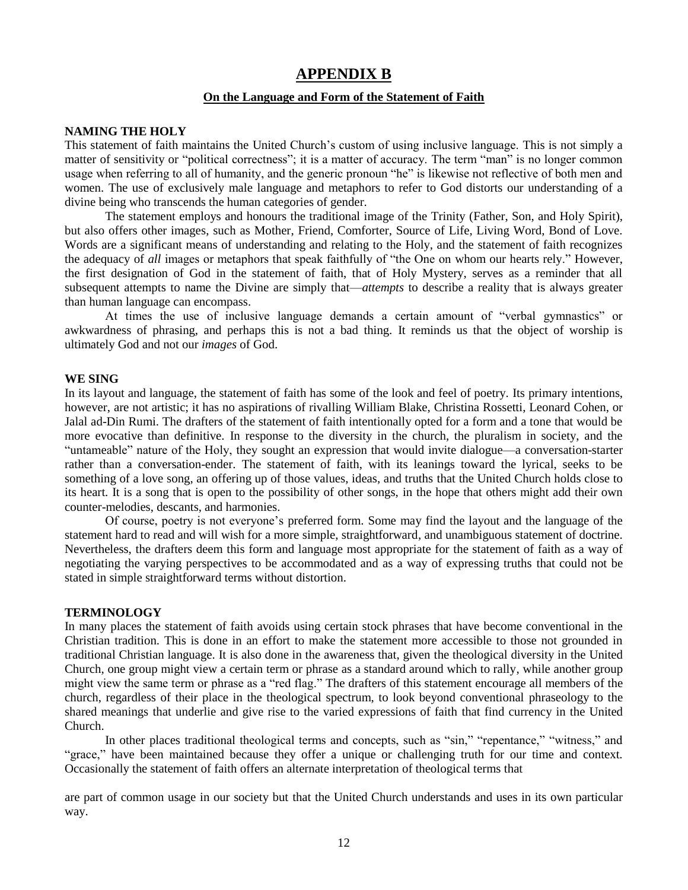# APPENDIX B

## On the Language and Form of the Statement of Faith

**NAMING THE HOLY**

This statement of faith maintains the United Church's custom of using inclusive language. This is not simply a matter of sensitivity or "political correctness"; it is a matter of accuracy. The term "man" is no longer common usage when referring to all of humanity, and the generic pronoun "he" is likewise not reflective of both men and women. The use of exclusively male language and metaphors to refer to God distorts our understanding of a divine being who transcends the human categories of gender.

The statement employs and honours the traditional image of the Trinity (Father, Son, and Holy Spirit), but also offers other images, such as Mother, Friend, Comforter, Source of Life, Living Word, Bond of Love. Words are a significant means of understanding and relating to the Holy, and the statement of faith recognizes the adequacy of *all* images or metaphors that speak faithfully of "the One on whom our hearts rely." However, the first designation of God in the statement of faith, that of Holy Mystery, serves as a reminder that all subsequent attempts to name the Divine are simply that—*attempts* to describe a reality that is always greater than human language can encompass.

At times the use of inclusive language demands a certain amount of "verbal gymnastics" or awkwardness of phrasing, and perhaps this is not a bad thing. It reminds us that the object of worship is ultimately God and not our *images* of God.

**WE SING**

In its layout and language, the statement of faith has some of the look and feel of poetry. Its primary intentions, however, are not artistic; it has no aspirations of rivalling William Blake, Christina Rossetti, Leonard Cohen, or Jalal ad-Din Rumi. The drafters of the statement of faith intentionally opted for a form and a tone that would be more evocative than definitive. In response to the diversity in the church, the pluralism in society, and the "untameable" nature of the Holy, they sought an expression that would invite dialogue—a conversation-starter rather than a conversation-ender. The statement of faith, with its leanings toward the lyrical, seeks to be something of a love song, an offering up of those values, ideas, and truths that the United Church holds close to its heart. It is a song that is open to the possibility of other songs, in the hope that others might add their own counter-melodies, descants, and harmonies.

Of course, poetry is not everyone's preferred form. Some may find the layout and the language of the statement hard to read and will wish for a more simple, straightforward, and unambiguous statement of doctrine. Nevertheless, the drafters deem this form and language most appropriate for the statement of faith as a way of negotiating the varying perspectives to be accommodated and as a way of expressing truths that could not be stated in simple straightforward terms without distortion.

**TERMINOLOGY**

In many places the statement of faith avoids using certain stock phrases that have become conventional in the Christian tradition. This is done in an effort to make the statement more accessible to those not grounded in traditional Christian language. It is also done in the awareness that, given the theological diversity in the United Church, one group might view a certain term or phrase as a standard around which to rally, while another group might view the same term or phrase as a "red flag." The drafters of this statement encourage all members of the church, regardless of their place in the theological spectrum, to look beyond conventional phraseology to the shared meanings that underlie and give rise to the varied expressions of faith that find currency in the United Church.

In other places traditional theological terms and concepts, such as "sin," "repentance," "witness," and "grace," have been maintained because they offer a unique or challenging truth for our time and context. Occasionally the statement of faith offers an alternate interpretation of theological terms that are part of common usage in our society but that the United Church understands and uses in its own particular way.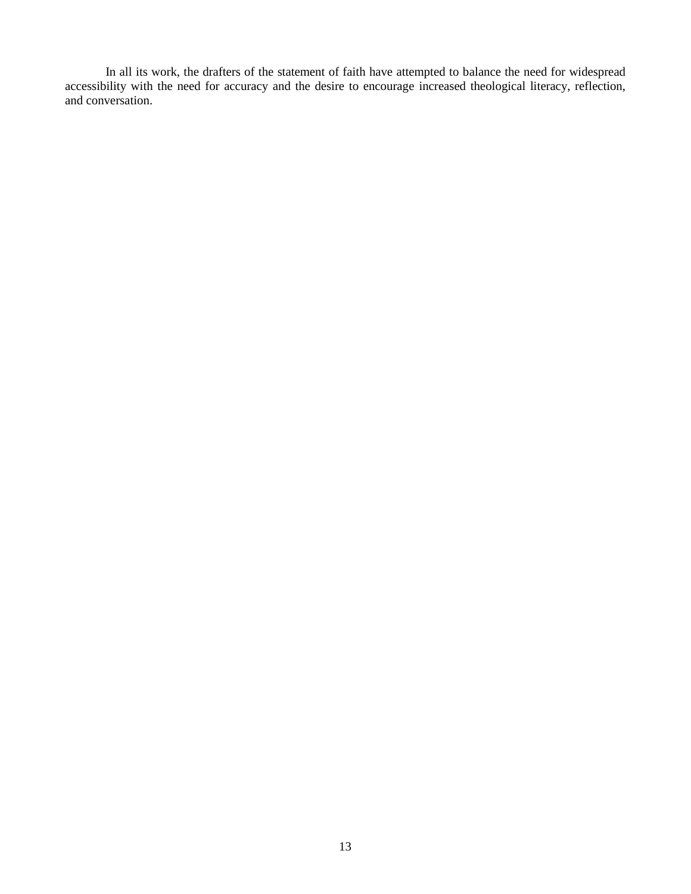In all its work, the drafters of the statement of faith have attempted to balance the need for widespread accessibility with the need for accuracy and the desire to encourage increased theological literacy, reflection, and conversation.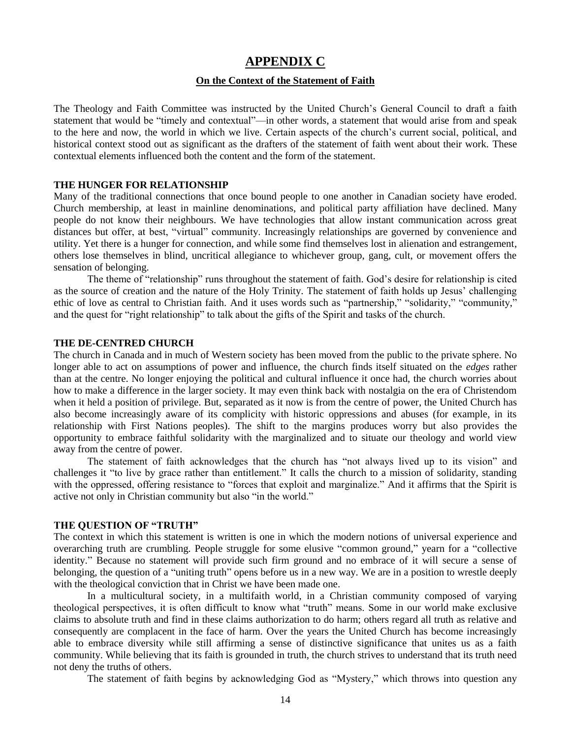# APPENDIX C

## On the Context of the Statement of Faith

The Theology and Faith Committee was instructed by the United Church's General Council to draft a faith statement that would be "timely and contextual"—in other words, a statement that would arise from and speak to the here and now, the world in which we live. Certain aspects of the church's current social, political, and historical context stood out as significant as the drafters of the statement of faith went about their work. These contextual elements influenced both the content and the form of the statement.

### THE HUNGER FOR RELATIONSHIP

Many of the traditional connections that once bound people to one another in Canadian society have eroded. Church membership, at least in mainline denominations, and political party affiliation have declined. Many people do not know their neighbours. We have technologies that allow instant communication across great distances but offer, at best, "virtual" community. Increasingly relationships are governed by convenience and utility. Yet there is a hunger for connection, and while some find themselves lost in alienation and estrangement, others lose themselves in blind, uncritical allegiance to whichever group, gang, cult, or movement offers the sensation of belonging.

The theme of "relationship" runs throughout the statement of faith. God's desire for relationship is cited as the source of creation and the nature of the Holy Trinity. The statement of faith holds up Jesus' challenging ethic of love as central to Christian faith. And it uses words such as "partnership," "solidarity," "community," and the quest for "right relationship" to talk about the gifts of the Spirit and tasks of the church.

### THE DE-CENTRED CHURCH

The church in Canada and in much of Western society has been moved from the public to the private sphere. No longer able to act on assumptions of power and influence, the church finds itself situated on the *edges* rather than at the centre. No longer enjoying the political and cultural influence it once had, the church worries about how to make a difference in the larger society. It may even think back with nostalgia on the era of Christendom when it held a position of privilege. But, separated as it now is from the centre of power, the United Church has also become increasingly aware of its complicity with historic oppressions and abuses (for example, in its relationship with First Nations peoples). The shift to the margins produces worry but also provides the opportunity to embrace faithful solidarity with the marginalized and to situate our theology and world view away from the centre of power.

The statement of faith acknowledges that the church has "not always lived up to its vision" and challenges it "to live by grace rather than entitlement." It calls the church to a mission of solidarity, standing with the oppressed, offering resistance to "forces that exploit and marginalize." And it affirms that the Spirit is active not only in Christian community but also "in the world."

### THE QUESTION OF "TRUTH"

The context in which this statement is written is one in which the modern notions of universal experience and overarching truth are crumbling. People struggle for some elusive "common ground," yearn for a "collective identity." Because no statement will provide such firm ground and no embrace of it will secure a sense of belonging, the question of a "uniting truth" opens before us in a new way. We are in a position to wrestle deeply with the theological conviction that in Christ we have been made one.

In a multicultural society, in a multifaith world, in a Christian community composed of varying theological perspectives, it is often difficult to know what "truth" means. Some in our world make exclusive claims to absolute truth and find in these claims authorization to do harm; others regard all truth as relative and consequently are complacent in the face of harm. Over the years the United Church has become increasingly able to embrace diversity while still affirming a sense of distinctive significance that unites us as a faith community. While believing that its faith is grounded in truth, the church strives to understand that its truth need not deny the truths of others.

The statement of faith begins by acknowledging God as "Mystery," which throws into question any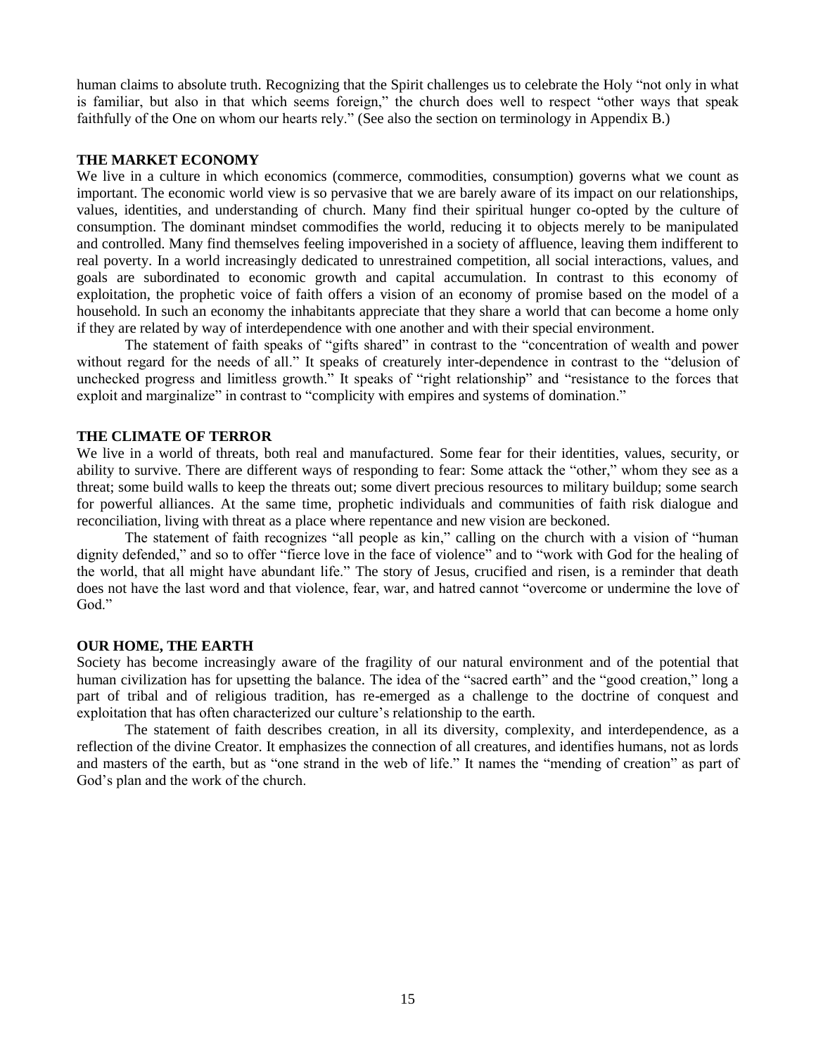human claims to absolute truth. Recognizing that the Spirit challenges us to celebrate the Holy "not only in what is familiar, but also in that which seems foreign," the church does well to respect "other ways that speak faithfully of the One on whom our hearts rely." (See also the section on terminology in Appendix B.)

**THE MARKET ECONOMY**

We live in a culture in which economics (commerce, commodities, consumption) governs what we count as important. The economic world view is so pervasive that we are barely aware of its impact on our relationships, values, identities, and understanding of church. Many find their spiritual hunger co-opted by the culture of consumption. The dominant mindset commodifies the world, reducing it to objects merely to be manipulated and controlled. Many find themselves feeling impoverished in a society of affluence, leaving them indifferent to real poverty. In a world increasingly dedicated to unrestrained competition, all social interactions, values, and goals are subordinated to economic growth and capital accumulation. In contrast to this economy of exploitation, the prophetic voice of faith offers a vision of an economy of promise based on the model of a household. In such an economy the inhabitants appreciate that they share a world that can become a home only if they are related by way of interdependence with one another and with their special environment.

The statement of faith speaks of "gifts shared" in contrast to the "concentration of wealth and power without regard for the needs of all." It speaks of creaturely inter-dependence in contrast to the "delusion of unchecked progress and limitless growth." It speaks of "right relationship" and "resistance to the forces that exploit and marginalize" in contrast to "complicity with empires and systems of domination."

**THE CLIMATE OF TERROR**

We live in a world of threats, both real and manufactured. Some fear for their identities, values, security, or ability to survive. There are different ways of responding to fear: Some attack the "other," whom they see as a threat; some build walls to keep the threats out; some divert precious resources to military buildup; some search for powerful alliances. At the same time, prophetic individuals and communities of faith risk dialogue and reconciliation, living with threat as a place where repentance and new vision are beckoned.

The statement of faith recognizes "all people as kin," calling on the church with a vision of "human dignity defended," and so to offer "fierce love in the face of violence" and to "work with God for the healing of the world, that all might have abundant life." The story of Jesus, crucified and risen, is a reminder that death does not have the last word and that violence, fear, war, and hatred cannot "overcome or undermine the love of God."

**OUR HOME, THE EARTH**

Society has become increasingly aware of the fragility of our natural environment and of the potential that human civilization has for upsetting the balance. The idea of the "sacred earth" and the "good creation," long a part of tribal and of religious tradition, has re-emerged as a challenge to the doctrine of conquest and exploitation that has often characterized our culture's relationship to the earth.

The statement of faith describes creation, in all its diversity, complexity, and interdependence, as a reflection of the divine Creator. It emphasizes the connection of all creatures, and identifies humans, not as lords and masters of the earth, but as "one strand in the web of life." It names the "mending of creation" as part of God's plan and the work of the church.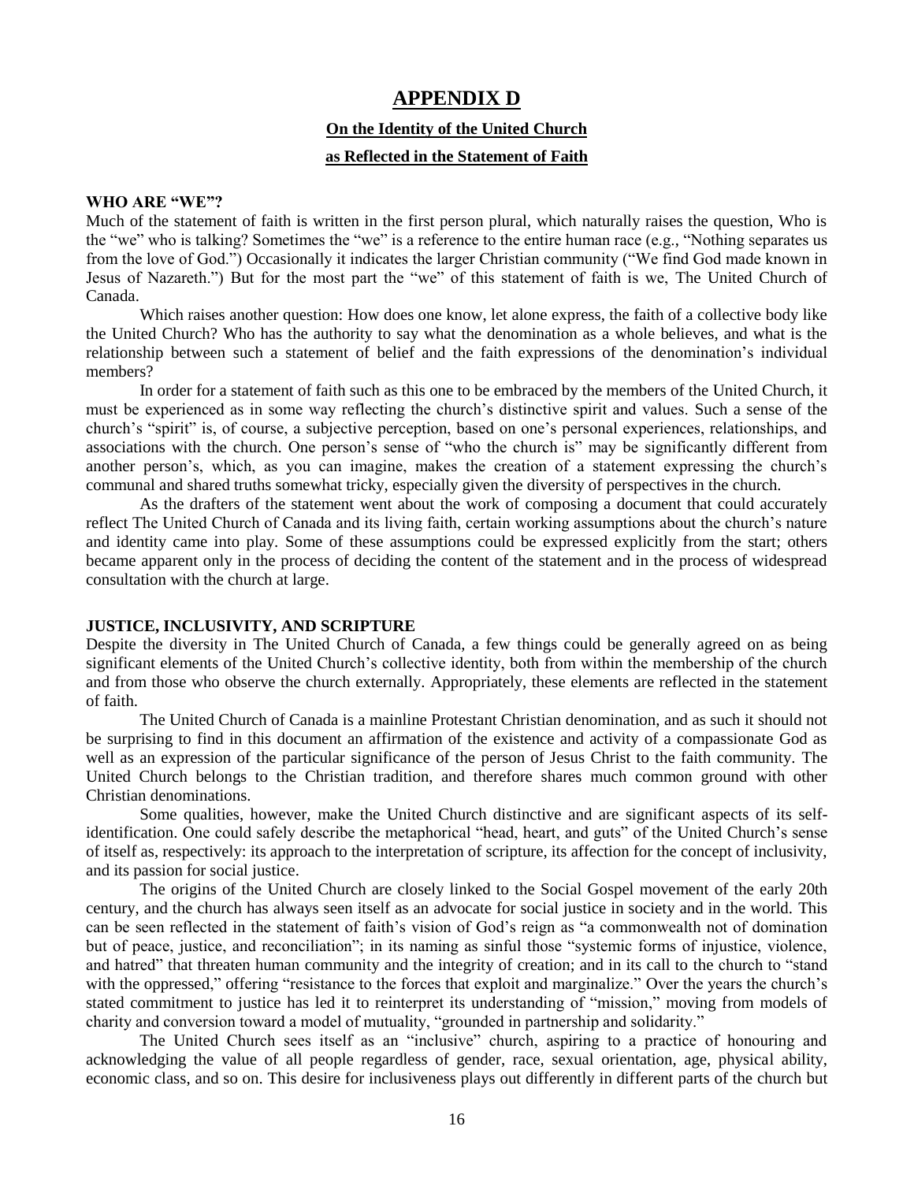# APPENDIX D

## On the Identity of the United Church

## as Reflected in the Statement of Faith

### WHO ARE "WE"?

Much of the statement of faith is written in the first person plural, which naturally raises the question, Who is the "we" who is talking? Sometimes the "we" is a reference to the entire human race (e.g., "Nothing separates us from the love of God.") Occasionally it indicates the larger Christian community ("We find God made known in Jesus of Nazareth.") But for the most part the "we" of this statement of faith is we, The United Church of Canada.

Which raises another question: How does one know, let alone express, the faith of a collective body like the United Church? Who has the authority to say what the denomination as a whole believes, and what is the relationship between such a statement of belief and the faith expressions of the denomination's individual members?

In order for a statement of faith such as this one to be embraced by the members of the United Church, it must be experienced as in some way reflecting the church's distinctive spirit and values. Such a sense of the church's "spirit" is, of course, a subjective perception, based on one's personal experiences, relationships, and associations with the church. One person's sense of "who the church is" may be significantly different from another person's, which, as you can imagine, makes the creation of a statement expressing the church's communal and shared truths somewhat tricky, especially given the diversity of perspectives in the church.

As the drafters of the statement went about the work of composing a document that could accurately reflect The United Church of Canada and its living faith, certain working assumptions about the church's nature and identity came into play. Some of these assumptions could be expressed explicitly from the start; others became apparent only in the process of deciding the content of the statement and in the process of widespread consultation with the church at large.

### JUSTICE, INCLUSIVITY, AND SCRIPTURE

Despite the diversity in The United Church of Canada, a few things could be generally agreed on as being significant elements of the United Church's collective identity, both from within the membership of the church and from those who observe the church externally. Appropriately, these elements are reflected in the statement of faith.

The United Church of Canada is a mainline Protestant Christian denomination, and as such it should not be surprising to find in this document an affirmation of the existence and activity of a compassionate God as well as an expression of the particular significance of the person of Jesus Christ to the faith community. The United Church belongs to the Christian tradition, and therefore shares much common ground with other Christian denominations.

Some qualities, however, make the United Church distinctive and are significant aspects of its self-identification. One could safely describe the metaphorical "head, heart, and guts" of the United Church's sense of itself as, respectively: its approach to the interpretation of scripture, its affection for the concept of inclusivity, and its passion for social justice.

The origins of the United Church are closely linked to the Social Gospel movement of the early 20th century, and the church has always seen itself as an advocate for social justice in society and in the world. This can be seen reflected in the statement of faith's vision of God's reign as "a commonwealth not of domination but of peace, justice, and reconciliation"; in its naming as sinful those "systemic forms of injustice, violence, and hatred" that threaten human community and the integrity of creation; and in its call to the church to "stand with the oppressed," offering "resistance to the forces that exploit and marginalize." Over the years the church's stated commitment to justice has led it to reinterpret its understanding of "mission," moving from models of charity and conversion toward a model of mutuality, "grounded in partnership and solidarity."

The United Church sees itself as an "inclusive" church, aspiring to a practice of honouring and acknowledging the value of all people regardless of gender, race, sexual orientation, age, physical ability, economic class, and so on. This desire for inclusiveness plays out differently in different parts of the church but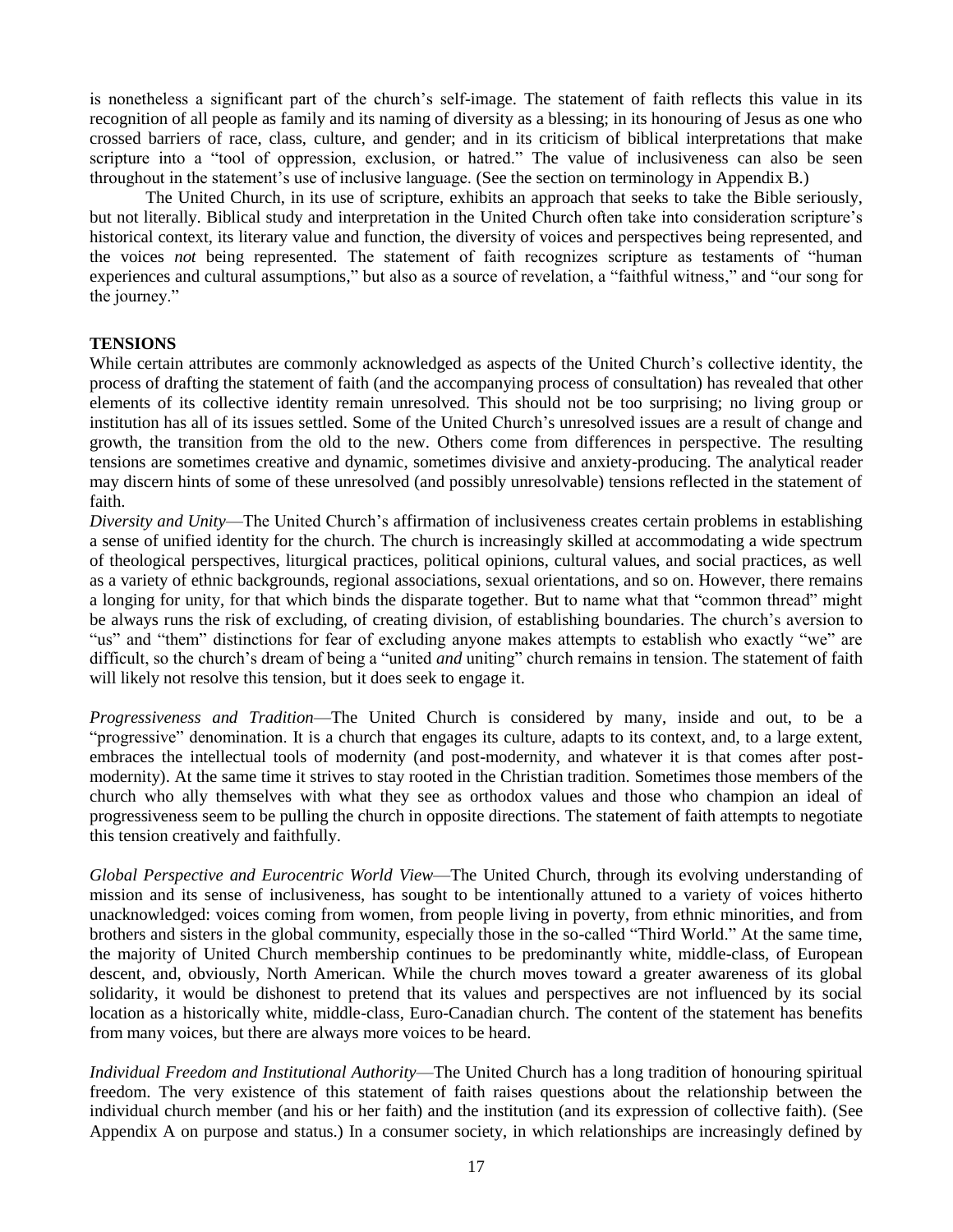is nonetheless a significant part of the church's self-image. The statement of faith reflects this value in its recognition of all people as family and its naming of diversity as a blessing; in its honouring of Jesus as one who crossed barriers of race, class, culture, and gender; and in its criticism of biblical interpretations that make scripture into a "tool of oppression, exclusion, or hatred." The value of inclusiveness can also be seen throughout in the statement's use of inclusive language. (See the section on terminology in Appendix B.)

The United Church, in its use of scripture, exhibits an approach that seeks to take the Bible seriously, but not literally. Biblical study and interpretation in the United Church often take into consideration scripture's historical context, its literary value and function, the diversity of voices and perspectives being represented, and the voices *not* being represented. The statement of faith recognizes scripture as testaments of "human experiences and cultural assumptions," but also as a source of revelation, a "faithful witness," and "our song for the journey."

**TENSIONS**

While certain attributes are commonly acknowledged as aspects of the United Church's collective identity, the process of drafting the statement of faith (and the accompanying process of consultation) has revealed that other elements of its collective identity remain unresolved. This should not be too surprising; no living group or institution has all of its issues settled. Some of the United Church's unresolved issues are a result of change and growth, the transition from the old to the new. Others come from differences in perspective. The resulting tensions are sometimes creative and dynamic, sometimes divisive and anxiety-producing. The analytical reader may discern hints of some of these unresolved (and possibly unresolvable) tensions reflected in the statement of faith.

*Diversity and Unity*—The United Church's affirmation of inclusiveness creates certain problems in establishing a sense of unified identity for the church. The church is increasingly skilled at accommodating a wide spectrum of theological perspectives, liturgical practices, political opinions, cultural values, and social practices, as well as a variety of ethnic backgrounds, regional associations, sexual orientations, and so on. However, there remains a longing for unity, for that which binds the disparate together. But to name what that "common thread" might be always runs the risk of excluding, of creating division, of establishing boundaries. The church's aversion to "us" and "them" distinctions for fear of excluding anyone makes attempts to establish who exactly "we" are difficult, so the church's dream of being a "united *and* uniting" church remains in tension. The statement of faith will likely not resolve this tension, but it does seek to engage it.

*Progressiveness and Tradition*—The United Church is considered by many, inside and out, to be a "progressive" denomination. It is a church that engages its culture, adapts to its context, and, to a large extent, embraces the intellectual tools of modernity (and post-modernity, and whatever it is that comes after post-modernity). At the same time it strives to stay rooted in the Christian tradition. Sometimes those members of the church who ally themselves with what they see as orthodox values and those who champion an ideal of progressiveness seem to be pulling the church in opposite directions. The statement of faith attempts to negotiate this tension creatively and faithfully.

*Global Perspective and Eurocentric World View*—The United Church, through its evolving understanding of mission and its sense of inclusiveness, has sought to be intentionally attuned to a variety of voices hitherto unacknowledged: voices coming from women, from people living in poverty, from ethnic minorities, and from brothers and sisters in the global community, especially those in the so-called "Third World." At the same time, the majority of United Church membership continues to be predominantly white, middle-class, of European descent, and, obviously, North American. While the church moves toward a greater awareness of its global solidarity, it would be dishonest to pretend that its values and perspectives are not influenced by its social location as a historically white, middle-class, Euro-Canadian church. The content of the statement has benefits from many voices, but there are always more voices to be heard.

*Individual Freedom and Institutional Authority*—The United Church has a long tradition of honouring spiritual freedom. The very existence of this statement of faith raises questions about the relationship between the individual church member (and his or her faith) and the institution (and its expression of collective faith). (See Appendix A on purpose and status.) In a consumer society, in which relationships are increasingly defined by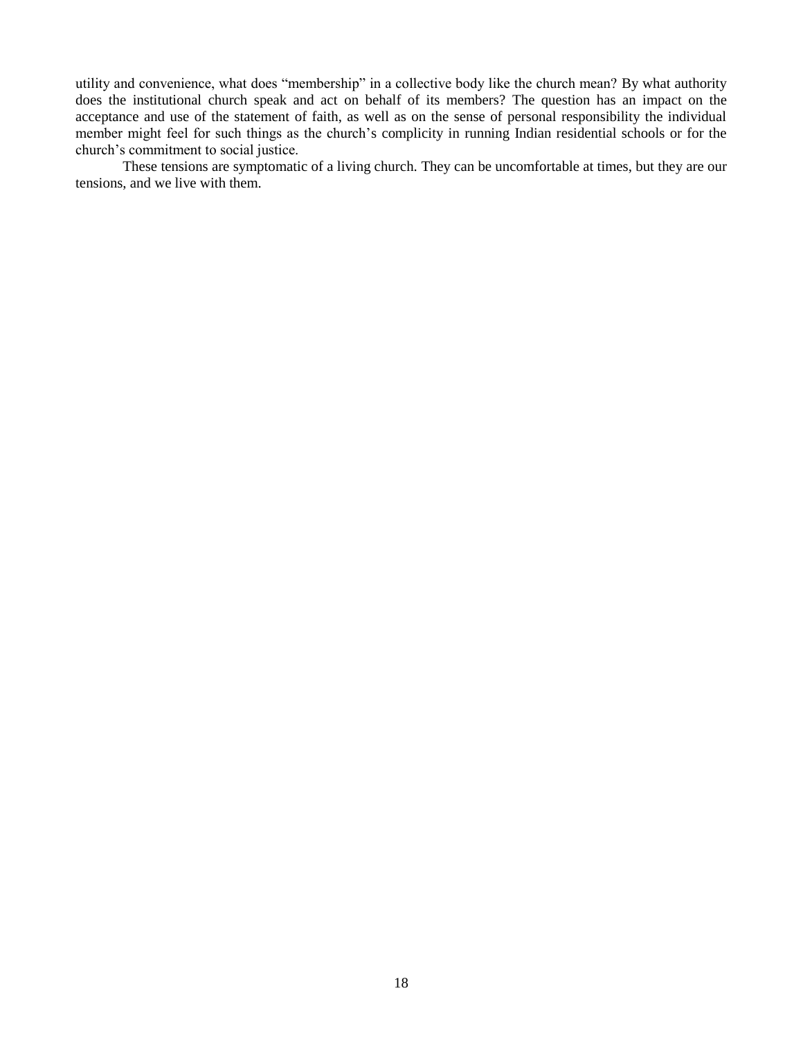utility and convenience, what does "membership" in a collective body like the church mean? By what authority does the institutional church speak and act on behalf of its members? The question has an impact on the acceptance and use of the statement of faith, as well as on the sense of personal responsibility the individual member might feel for such things as the church's complicity in running Indian residential schools or for the church's commitment to social justice.

These tensions are symptomatic of a living church. They can be uncomfortable at times, but they are our tensions, and we live with them.